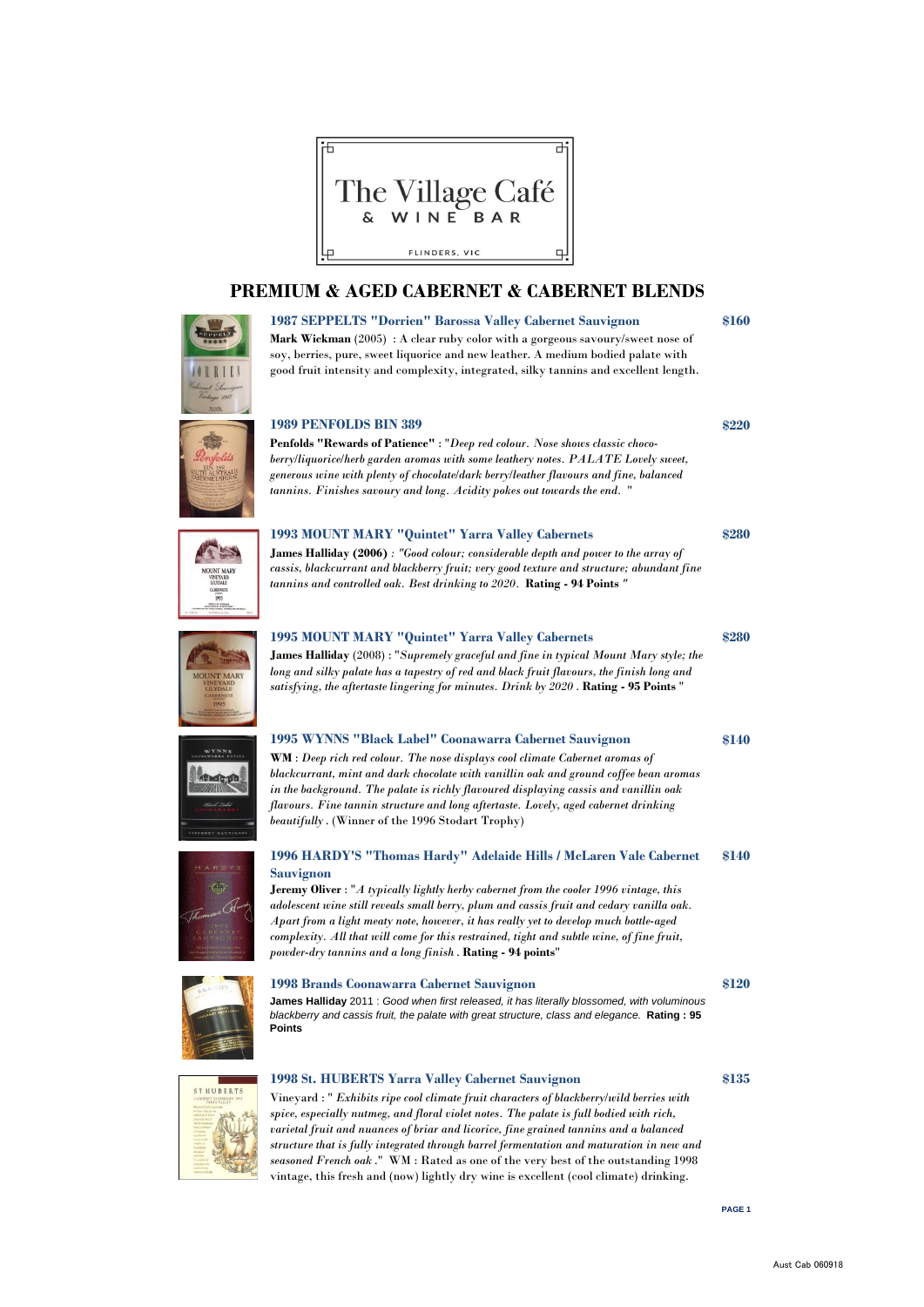The Village Café
& WINE BAR
FLINDERS, VIC

# PREMIUM & AGED CABERNET & CABERNET BLENDS

### 1987 SEPPELTS "Dorrien" Barossa Valley Cabernet Sauvignon — $160

**Mark Wickman** (2005) : A clear ruby color with a gorgeous savoury/sweet nose of soy, berries, pure, sweet liquorice and new leather. A medium bodied palate with good fruit intensity and complexity, integrated, silky tannins and excellent length.

### 1989 PENFOLDS BIN 389 — $220

**Penfolds "Rewards of Patience"** : "*Deep red colour. Nose shows classic choco-berry/liquorice/herb garden aromas with some leathery notes. PALATE Lovely sweet, generous wine with plenty of chocolate/dark berry/leather flavours and fine, balanced tannins. Finishes savoury and long. Acidity pokes out towards the end.* "

### 1993 MOUNT MARY "Quintet" Yarra Valley Cabernets — $280

**James Halliday (2006)** : *"Good colour; considerable depth and power to the array of cassis, blackcurrant and blackberry fruit; very good texture and structure; abundant fine tannins and controlled oak. Best drinking to 2020.* **Rating - 94 Points** *"*

### 1995 MOUNT MARY "Quintet" Yarra Valley Cabernets — $280

**James Halliday** (2008) : "*Supremely graceful and fine in typical Mount Mary style; the long and silky palate has a tapestry of red and black fruit flavours, the finish long and satisfying, the aftertaste lingering for minutes. Drink by 2020* . **Rating - 95 Points** "

### 1995 WYNNS "Black Label" Coonawarra Cabernet Sauvignon — $140

**WM** : *Deep rich red colour. The nose displays cool climate Cabernet aromas of blackcurrant, mint and dark chocolate with vanillin oak and ground coffee bean aromas in the background. The palate is richly flavoured displaying cassis and vanillin oak flavours. Fine tannin structure and long aftertaste. Lovely, aged cabernet drinking beautifully* . (Winner of the 1996 Stodart Trophy)

### 1996 HARDY'S "Thomas Hardy" Adelaide Hills / McLaren Vale Cabernet Sauvignon — $140

**Jeremy Oliver** : "*A typically lightly herby cabernet from the cooler 1996 vintage, this adolescent wine still reveals small berry, plum and cassis fruit and cedary vanilla oak. Apart from a light meaty note, however, it has really yet to develop much bottle-aged complexity. All that will come for this restrained, tight and subtle wine, of fine fruit, powder-dry tannins and a long finish* . **Rating - 94 points**"

### 1998 Brands Coonawarra Cabernet Sauvignon — $120

**James Halliday** 2011 : *Good when first released, it has literally blossomed, with voluminous blackberry and cassis fruit, the palate with great structure, class and elegance.* **Rating : 95 Points**

### 1998 St. HUBERTS Yarra Valley Cabernet Sauvignon — $135

Vineyard : " *Exhibits ripe cool climate fruit characters of blackberry/wild berries with spice, especially nutmeg, and floral violet notes. The palate is full bodied with rich, varietal fruit and nuances of briar and licorice, fine grained tannins and a balanced structure that is fully integrated through barrel fermentation and maturation in new and seasoned French oak* ." WM : Rated as one of the very best of the outstanding 1998 vintage, this fresh and (now) lightly dry wine is excellent (cool climate) drinking.

Aust Cab 060918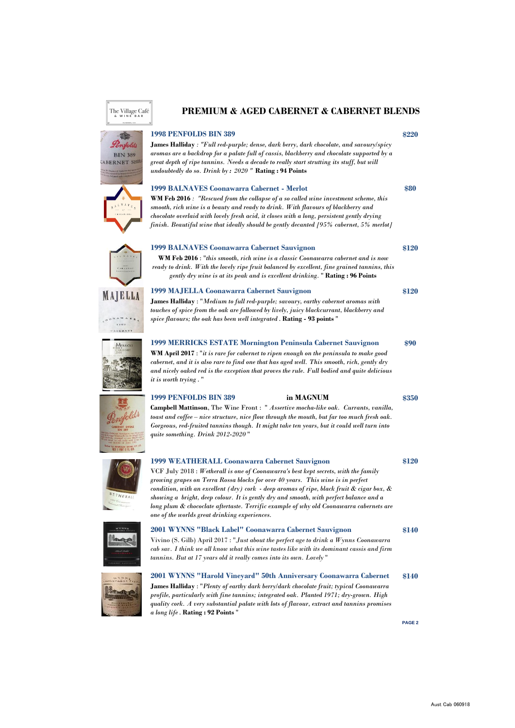# PREMIUM & AGED CABERNET & CABERNET BLENDS

### 1998 PENFOLDS BIN 389 — $220

**James Halliday** : *"Full red-purple; dense, dark berry, dark chocolate, and savoury/spicy aromas are a backdrop for a palate full of cassis, blackberry and chocolate supported by a great depth of ripe tannins. Needs a decade to really start strutting its stuff, but will undoubtedly do so. Drink by : 2020 "* **Rating : 94 Points**

### 1999 BALNAVES Coonawarra Cabernet - Merlot — $80

**WM Feb 2016** : *"Rescued from the collapse of a so called wine investment scheme, this smooth, rich wine is a beauty and ready to drink. With flavours of blackberry and chocolate overlaid with lovely fresh acid, it closes with a long, persistent gently drying finish. Beautiful wine that ideally should be gently decanted [95% cabernet, 5% merlot]*

### 1999 BALNAVES Coonawarra Cabernet Sauvignon — $120

**WM Feb 2016** : "*this smooth, rich wine is a classic Coonawarra cabernet and is now ready to drink. With the lovely ripe fruit balanced by excellent, fine grained tannins, this gently dry wine is at its peak and is excellent drinking.* " **Rating : 96 Points**

### 1999 MAJELLA Coonawarra Cabernet Sauvignon — $120

**James Halliday** : "*Medium to full red-purple; savoury, earthy cabernet aromas with touches of spice from the oak are followed by lively, juicy blackcurrant, blackberry and spice flavours; the oak has been well integrated* . **Rating - 93 points** "

### 1999 MERRICKS ESTATE Mornington Peninsula Cabernet Sauvignon — $90

**WM April 2017** : "*it is rare for cabernet to ripen enough on the peninsula to make good cabernet, and it is also rare to find one that has aged well. This smooth, rich, gently dry and nicely oaked red is the exception that proves the rule. Full bodied and quite delicious it is worth trying* . "

### 1999 PENFOLDS BIN 389 in MAGNUM — $350

**Campbell Mattinson**, The Wine Front : " *Assertive mocha-like oak. Currants, vanilla, toast and coffee – nice structure, nice flow through the mouth, but far too much fresh oak. Gorgeous, red-fruited tannins though. It might take ten years, but it could well turn into quite something. Drink 2012-2020* "

### 1999 WEATHERALL Coonawarra Cabernet Sauvignon — $120

VCF July 2018 : *Wetherall is one of Coonawarra's best kept secrets, with the family growing grapes on Terra Rossa blocks for over 40 years. This wine is in perfect condition, with an excellent (dry) cork - deep aromas of ripe, black fruit & cigar box, & showing a bright, deep colour. It is gently dry and smooth, with perfect balance and a long plum & chocolate aftertaste. Terrific example of why old Coonawarra cabernets are one of the worlds great drinking experiences.*

### 2001 WYNNS "Black Label" Coonawarra Cabernet Sauvignon — $140

Vivino (S. Gilb) April 2017 : "*Just about the perfect age to drink a Wynns Coonawarra cab sav. I think we all know what this wine tastes like with its dominant cassis and firm tannins. But at 17 years old it really comes into its own. Lovely* "

### 2001 WYNNS "Harold Vineyard" 50th Anniversary Coonawarra Cabernet — $140

**James Halliday** : "*Plenty of earthy dark berry/dark chocolate fruit; typical Coonawarra profile, particularly with fine tannins; integrated oak. Planted 1971; dry-grown. High quality cork. A very substantial palate with lots of flavour, extract and tannins promises a long life* . **Rating : 92 Points** "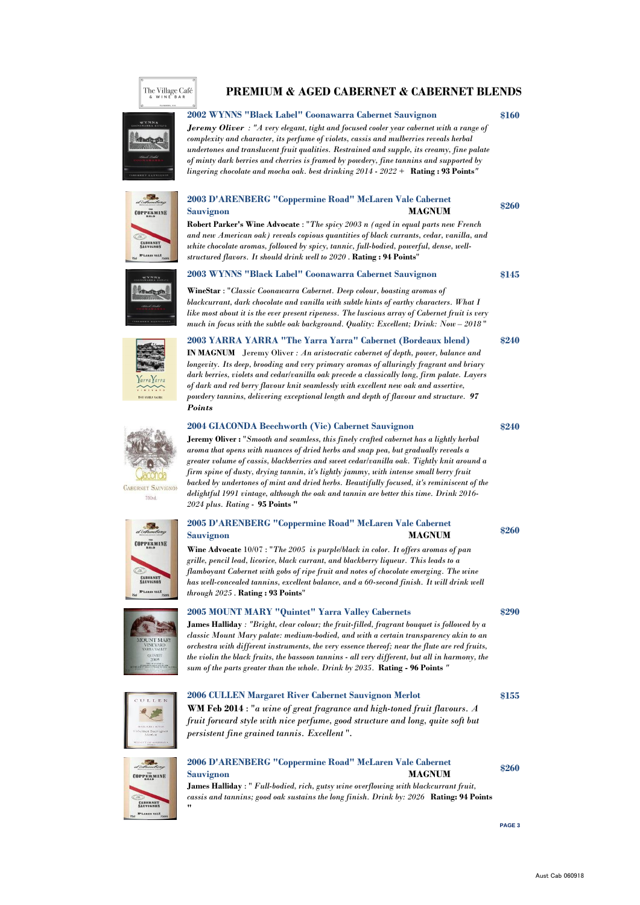# PREMIUM & AGED CABERNET & CABERNET BLENDS

## 2002 WYNNS "Black Label" Coonawarra Cabernet Sauvignon — $160

***Jeremy Oliver** : "A very elegant, tight and focused cooler year cabernet with a range of complexity and character, its perfume of violets, cassis and mulberries reveals herbal undertones and translucent fruit qualities. Restrained and supple, its creamy, fine palate of minty dark berries and cherries is framed by powdery, fine tannins and supported by lingering chocolate and mocha oak. best drinking 2014 - 2022 +* **Rating : 93 Points**"

## 2003 D'ARENBERG "Coppermine Road" McLaren Vale Cabernet Sauvignon — MAGNUM — $260

**Robert Parker's Wine Advocate** : "*The spicy 2003 n (aged in equal parts new French and new American oak) reveals copious quantities of black currants, cedar, vanilla, and white chocolate aromas, followed by spicy, tannic, full-bodied, powerful, dense, well-structured flavors. It should drink well to 2020* . **Rating : 94 Points**"

## 2003 WYNNS "Black Label" Coonawarra Cabernet Sauvignon — $145

**WineStar** : "*Classic Coonawarra Cabernet. Deep colour, boasting aromas of blackcurrant, dark chocolate and vanilla with subtle hints of earthy characters. What I like most about it is the ever present ripeness. The luscious array of Cabernet fruit is very much in focus with the subtle oak background. Quality: Excellent; Drink: Now – 2018* "

## 2003 YARRA YARRA "The Yarra Yarra" Cabernet (Bordeaux blend) — $240

**IN MAGNUM** Jeremy Oliver : *An aristocratic cabernet of depth, power, balance and longevity. Its deep, brooding and very primary aromas of alluringly fragrant and briary dark berries, violets and cedar/vanilla oak precede a classically long, firm palate. Layers of dark and red berry flavour knit seamlessly with excellent new oak and assertive, powdery tannins, delivering exceptional length and depth of flavour and structure.* ***97 Points***

## 2004 GIACONDA Beechworth (Vic) Cabernet Sauvignon — $240

**Jeremy Oliver :** "*Smooth and seamless, this finely crafted cabernet has a lightly herbal aroma that opens with nuances of dried herbs and snap pea, but gradually reveals a greater volume of cassis, blackberries and sweet cedar/vanilla oak. Tightly knit around a firm spine of dusty, drying tannin, it's lightly jammy, with intense small berry fruit backed by undertones of mint and dried herbs. Beautifully focused, it's reminiscent of the delightful 1991 vintage, although the oak and tannin are better this time. Drink 2016-2024 plus. Rating* - **95 Points** "

## 2005 D'ARENBERG "Coppermine Road" McLaren Vale Cabernet Sauvignon — MAGNUM — $260

**Wine Advocate** 10/07 : "*The 2005 is purple/black in color. It offers aromas of pan grille, pencil lead, licorice, black currant, and blackberry liqueur. This leads to a flamboyant Cabernet with gobs of ripe fruit and notes of chocolate emerging. The wine has well-concealed tannins, excellent balance, and a 60-second finish. It will drink well through 2025* . **Rating : 93 Points**"

## 2005 MOUNT MARY "Quintet" Yarra Valley Cabernets — $290

**James Halliday** : "*Bright, clear colour; the fruit-filled, fragrant bouquet is followed by a classic Mount Mary palate: medium-bodied, and with a certain transparency akin to an orchestra with different instruments, the very essence thereof; near the flute are red fruits, the violin the black fruits, the bassoon tannins - all very different, but all in harmony, the sum of the parts greater than the whole. Drink by 2035.* **Rating - 96 Points** "

## 2006 CULLEN Margaret River Cabernet Sauvignon Merlot — $155

**WM Feb 2014** : "*a wine of great fragrance and high-toned fruit flavours. A fruit forward style with nice perfume, good structure and long, quite soft but persistent fine grained tannis. Excellent* ".

## 2006 D'ARENBERG "Coppermine Road" McLaren Vale Cabernet Sauvignon — MAGNUM — $260

**James Halliday** : " *Full-bodied, rich, gutsy wine overflowing with blackcurrant fruit, cassis and tannins; good oak sustains the long finish. Drink by: 2026* **Rating: 94 Points** "

Aust Cab 060918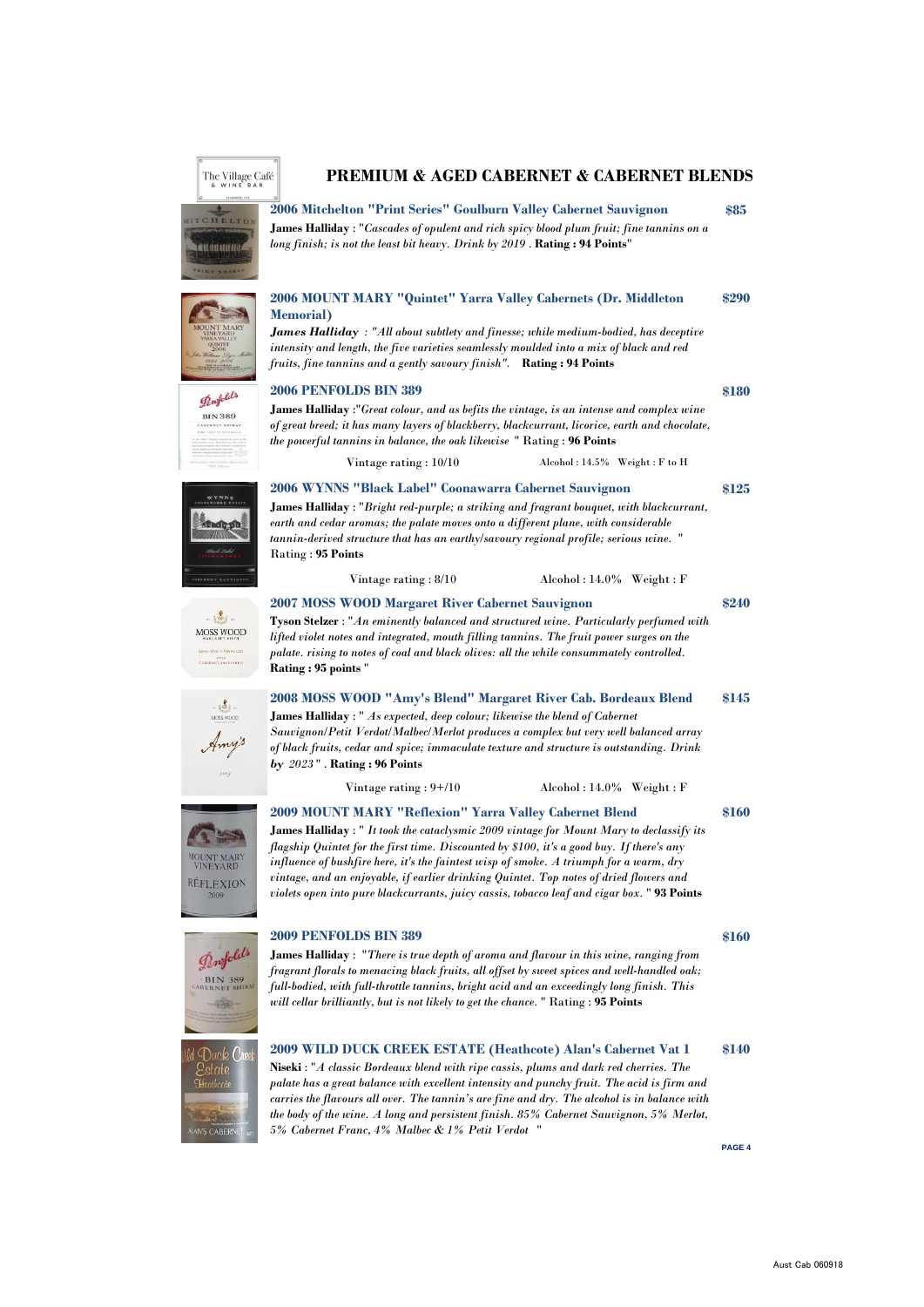The Village Café & WINE BAR

# PREMIUM & AGED CABERNET & CABERNET BLENDS

### 2006 Mitchelton "Print Series" Goulburn Valley Cabernet Sauvignon — $85

**James Halliday** : "*Cascades of opulent and rich spicy blood plum fruit; fine tannins on a long finish; is not the least bit heavy. Drink by 2019* . **Rating : 94 Points**"

### 2006 MOUNT MARY "Quintet" Yarra Valley Cabernets (Dr. Middleton Memorial) — $290

***James Halliday*** : *"All about subtlety and finesse; while medium-bodied, has deceptive intensity and length, the five varieties seamlessly moulded into a mix of black and red fruits, fine tannins and a gently savoury finish".* **Rating : 94 Points**

### 2006 PENFOLDS BIN 389 — $180

**James Halliday** :"*Great colour, and as befits the vintage, is an intense and complex wine of great breed; it has many layers of blackberry, blackcurrant, licorice, earth and chocolate, the powerful tannins in balance, the oak likewise* " Rating : **96 Points**

Vintage rating : 10/10　　Alcohol : 14.5%　Weight : F to H

### 2006 WYNNS "Black Label" Coonawarra Cabernet Sauvignon — $125

**James Halliday** : "*Bright red-purple; a striking and fragrant bouquet, with blackcurrant, earth and cedar aromas; the palate moves onto a different plane, with considerable tannin-derived structure that has an earthy/savoury regional profile; serious wine.* "
Rating : **95 Points**

Vintage rating : 8/10　　Alcohol : 14.0%　Weight : F

### 2007 MOSS WOOD Margaret River Cabernet Sauvignon — $240

**Tyson Stelzer** : "*An eminently balanced and structured wine. Particularly perfumed with lifted violet notes and integrated, mouth filling tannins. The fruit power surges on the palate. rising to notes of coal and black olives: all the while consummately controlled.*
**Rating : 95 points** "

### 2008 MOSS WOOD "Amy's Blend" Margaret River Cab. Bordeaux Blend — $145

**James Halliday** : " *As expected, deep colour; likewise the blend of Cabernet Sauvignon/Petit Verdot/Malbec/Merlot produces a complex but very well balanced array of black fruits, cedar and spice; immaculate texture and structure is outstanding. Drink by 2023* " . **Rating : 96 Points**

Vintage rating : 9+/10　　Alcohol : 14.0%　Weight : F

### 2009 MOUNT MARY "Reflexion" Yarra Valley Cabernet Blend — $160

**James Halliday** : " *It took the cataclysmic 2009 vintage for Mount Mary to declassify its flagship Quintet for the first time. Discounted by $100, it's a good buy. If there's any influence of bushfire here, it's the faintest wisp of smoke. A triumph for a warm, dry vintage, and an enjoyable, if earlier drinking Quintet. Top notes of dried flowers and violets open into pure blackcurrants, juicy cassis, tobacco leaf and cigar box.* " **93 Points**

### 2009 PENFOLDS BIN 389 — $160

**James Halliday** : *"There is true depth of aroma and flavour in this wine, ranging from fragrant florals to menacing black fruits, all offset by sweet spices and well-handled oak; full-bodied, with full-throttle tannins, bright acid and an exceedingly long finish. This will cellar brilliantly, but is not likely to get the chance.* " Rating : **95 Points**

### 2009 WILD DUCK CREEK ESTATE (Heathcote) Alan's Cabernet Vat 1 — $140

**Niseki** : "*A classic Bordeaux blend with ripe cassis, plums and dark red cherries. The palate has a great balance with excellent intensity and punchy fruit. The acid is firm and carries the flavours all over. The tannin's are fine and dry. The alcohol is in balance with the body of the wine. A long and persistent finish. 85% Cabernet Sauvignon, 5% Merlot, 5% Cabernet Franc, 4% Malbec & 1% Petit Verdot* "

Aust Cab 060918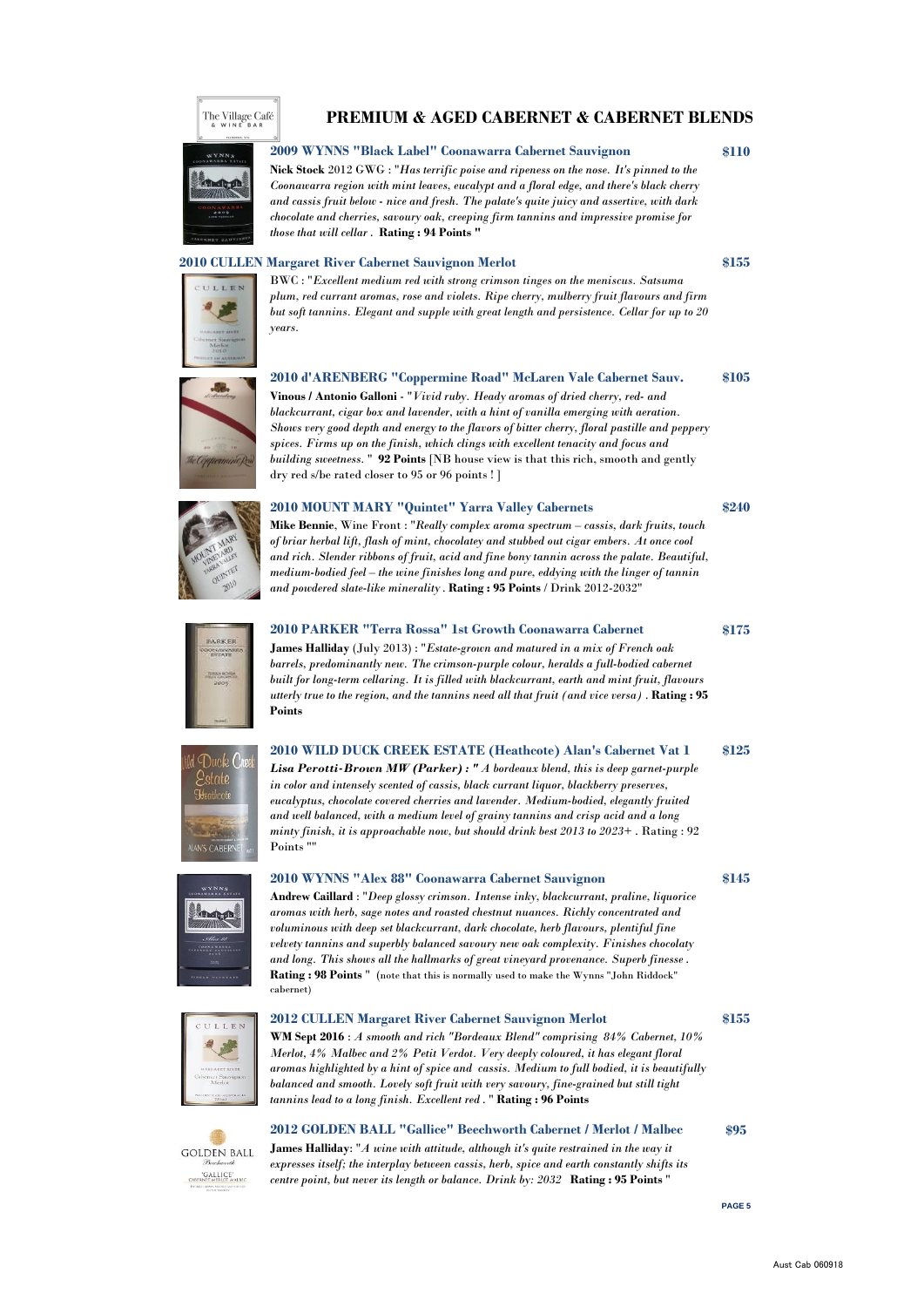# PREMIUM & AGED CABERNET & CABERNET BLENDS

### 2009 WYNNS "Black Label" Coonawarra Cabernet Sauvignon — $110

**Nick Stock** 2012 GWG : "*Has terrific poise and ripeness on the nose. It's pinned to the Coonawarra region with mint leaves, eucalypt and a floral edge, and there's black cherry and cassis fruit below - nice and fresh. The palate's quite juicy and assertive, with dark chocolate and cherries, savoury oak, creeping firm tannins and impressive promise for those that will cellar* . **Rating : 94 Points "**

### 2010 CULLEN Margaret River Cabernet Sauvignon Merlot — $155

BWC : "*Excellent medium red with strong crimson tinges on the meniscus. Satsuma plum, red currant aromas, rose and violets. Ripe cherry, mulberry fruit flavours and firm but soft tannins. Elegant and supple with great length and persistence. Cellar for up to 20 years.*

### 2010 d'ARENBERG "Coppermine Road" McLaren Vale Cabernet Sauv. — $105

**Vinous / Antonio Galloni** - "*Vivid ruby. Heady aromas of dried cherry, red- and blackcurrant, cigar box and lavender, with a hint of vanilla emerging with aeration. Shows very good depth and energy to the flavors of bitter cherry, floral pastille and peppery spices. Firms up on the finish, which clings with excellent tenacity and focus and building sweetness.* " **92 Points** [NB house view is that this rich, smooth and gently dry red s/be rated closer to 95 or 96 points ! ]

### 2010 MOUNT MARY "Quintet" Yarra Valley Cabernets — $240

**Mike Bennie**, Wine Front : "*Really complex aroma spectrum – cassis, dark fruits, touch of briar herbal lift, flash of mint, chocolatey and stubbed out cigar embers. At once cool and rich. Slender ribbons of fruit, acid and fine bony tannin across the palate. Beautiful, medium-bodied feel – the wine finishes long and pure, eddying with the linger of tannin and powdered slate-like minerality* . **Rating : 95 Points** / Drink 2012-2032"

### 2010 PARKER "Terra Rossa" 1st Growth Coonawarra Cabernet — $175

**James Halliday** (July 2013) : "*Estate-grown and matured in a mix of French oak barrels, predominantly new. The crimson-purple colour, heralds a full-bodied cabernet built for long-term cellaring. It is filled with blackcurrant, earth and mint fruit, flavours utterly true to the region, and the tannins need all that fruit (and vice versa)* . **Rating : 95 Points**

### 2010 WILD DUCK CREEK ESTATE (Heathcote) Alan's Cabernet Vat 1 — $125

***Lisa Perotti-Brown MW (Parker) : "*** *A bordeaux blend, this is deep garnet-purple in color and intensely scented of cassis, black currant liquor, blackberry preserves, eucalyptus, chocolate covered cherries and lavender. Medium-bodied, elegantly fruited and well balanced, with a medium level of grainy tannins and crisp acid and a long minty finish, it is approachable now, but should drink best 2013 to 2023+* . Rating : 92 Points ""

### 2010 WYNNS "Alex 88" Coonawarra Cabernet Sauvignon — $145

**Andrew Caillard** : "*Deep glossy crimson. Intense inky, blackcurrant, praline, liquorice aromas with herb, sage notes and roasted chestnut nuances. Richly concentrated and voluminous with deep set blackcurrant, dark chocolate, herb flavours, plentiful fine velvety tannins and superbly balanced savoury new oak complexity. Finishes chocolaty and long. This shows all the hallmarks of great vineyard provenance. Superb finesse* . **Rating : 98 Points** " (note that this is normally used to make the Wynns "John Riddock" cabernet)

### 2012 CULLEN Margaret River Cabernet Sauvignon Merlot — $155

**WM Sept 2016** : *A smooth and rich "Bordeaux Blend" comprising 84% Cabernet, 10% Merlot, 4% Malbec and 2% Petit Verdot. Very deeply coloured, it has elegant floral aromas highlighted by a hint of spice and cassis. Medium to full bodied, it is beautifully balanced and smooth. Lovely soft fruit with very savoury, fine-grained but still tight tannins lead to a long finish. Excellent red* . " **Rating : 96 Points**

### 2012 GOLDEN BALL "Gallice" Beechworth Cabernet / Merlot / Malbec — $95

**James Halliday**: "*A wine with attitude, although it's quite restrained in the way it expresses itself; the interplay between cassis, herb, spice and earth constantly shifts its centre point, but never its length or balance. Drink by: 2032* **Rating : 95 Points** "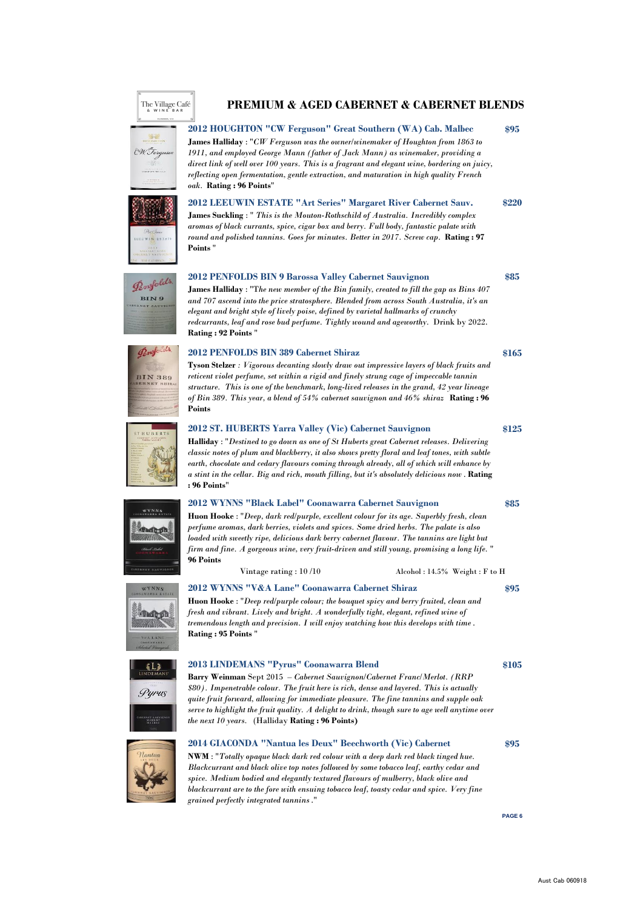The Village Café & WINE BAR

# PREMIUM & AGED CABERNET & CABERNET BLENDS

### 2012 HOUGHTON "CW Ferguson" Great Southern (WA) Cab. Malbec — $95

**James Halliday** : "*CW Ferguson was the owner/winemaker of Houghton from 1863 to 1911, and employed George Mann (father of Jack Mann) as winemaker, providing a direct link of well over 100 years. This is a fragrant and elegant wine, bordering on juicy, reflecting open fermentation, gentle extraction, and maturation in high quality French oak.* **Rating : 96 Points**"

### 2012 LEEUWIN ESTATE "Art Series" Margaret River Cabernet Sauv. — $220

**James Suckling** : " *This is the Mouton-Rothschild of Australia. Incredibly complex aromas of black currants, spice, cigar box and berry. Full body, fantastic palate with round and polished tannins. Goes for minutes. Better in 2017. Screw cap.* **Rating : 97 Points** "

### 2012 PENFOLDS BIN 9 Barossa Valley Cabernet Sauvignon — $85

**James Halliday** : "*The new member of the Bin family, created to fill the gap as Bins 407 and 707 ascend into the price stratosphere. Blended from across South Australia, it's an elegant and bright style of lively poise, defined by varietal hallmarks of crunchy redcurrants, leaf and rose bud perfume. Tightly wound and ageworthy.* Drink by 2022. **Rating : 92 Points** "

### 2012 PENFOLDS BIN 389 Cabernet Shiraz — $165

**Tyson Stelzer** : *Vigorous decanting slowly draw out impressive layers of black fruits and reticent violet perfume, set within a rigid and finely strung cage of impeccable tannin structure. This is one of the benchmark, long-lived releases in the grand, 42 year lineage of Bin 389. This year, a blend of 54% cabernet sauvignon and 46% shiraz* **Rating : 96 Points**

### 2012 ST. HUBERTS Yarra Valley (Vic) Cabernet Sauvignon — $125

**Halliday** : "*Destined to go down as one of St Huberts great Cabernet releases. Delivering classic notes of plum and blackberry, it also shows pretty floral and leaf tones, with subtle earth, chocolate and cedary flavours coming through already, all of which will enhance by a stint in the cellar. Big and rich, mouth filling, but it's absolutely delicious now .* **Rating : 96 Points**"

### 2012 WYNNS "Black Label" Coonawarra Cabernet Sauvignon — $85

**Huon Hooke** : "*Deep, dark red/purple, excellent colour for its age. Superbly fresh, clean perfume aromas, dark berries, violets and spices. Some dried herbs. The palate is also loaded with sweetly ripe, delicious dark berry cabernet flavour. The tannins are light but firm and fine. A gorgeous wine, very fruit-driven and still young, promising a long life.* " **96 Points**

Vintage rating : 10 /10 — Alcohol : 14.5% Weight : F to H

### 2012 WYNNS "V&A Lane" Coonawarra Cabernet Shiraz — $95

**Huon Hooke** : "*Deep red/purple colour; the bouquet spicy and berry fruited, clean and fresh and vibrant. Lively and bright. A wonderfully tight, elegant, refined wine of tremendous length and precision. I will enjoy watching how this develops with time .* **Rating : 95 Points** "

### 2013 LINDEMANS "Pyrus" Coonawarra Blend — $105

**Barry Weinman** Sept 2015 – *Cabernet Sauvignon/Cabernet Franc/Merlot. (RRP $80). Impenetrable colour. The fruit here is rich, dense and layered. This is actually quite fruit forward, allowing for immediate pleasure. The fine tannins and supple oak serve to highlight the fruit quality. A delight to drink, though sure to age well anytime over the next 10 years.* (Halliday **Rating : 96 Points)**

### 2014 GIACONDA "Nantua les Deux" Beechworth (Vic) Cabernet — $95

**NWM** : "*Totally opaque black dark red colour with a deep dark red black tinged hue. Blackcurrant and black olive top notes followed by some tobacco leaf, earthy cedar and spice. Medium bodied and elegantly textured flavours of mulberry, black olive and blackcurrant are to the fore with ensuing tobacco leaf, toasty cedar and spice. Very fine grained perfectly integrated tannins .*"

Aust Cab 060918